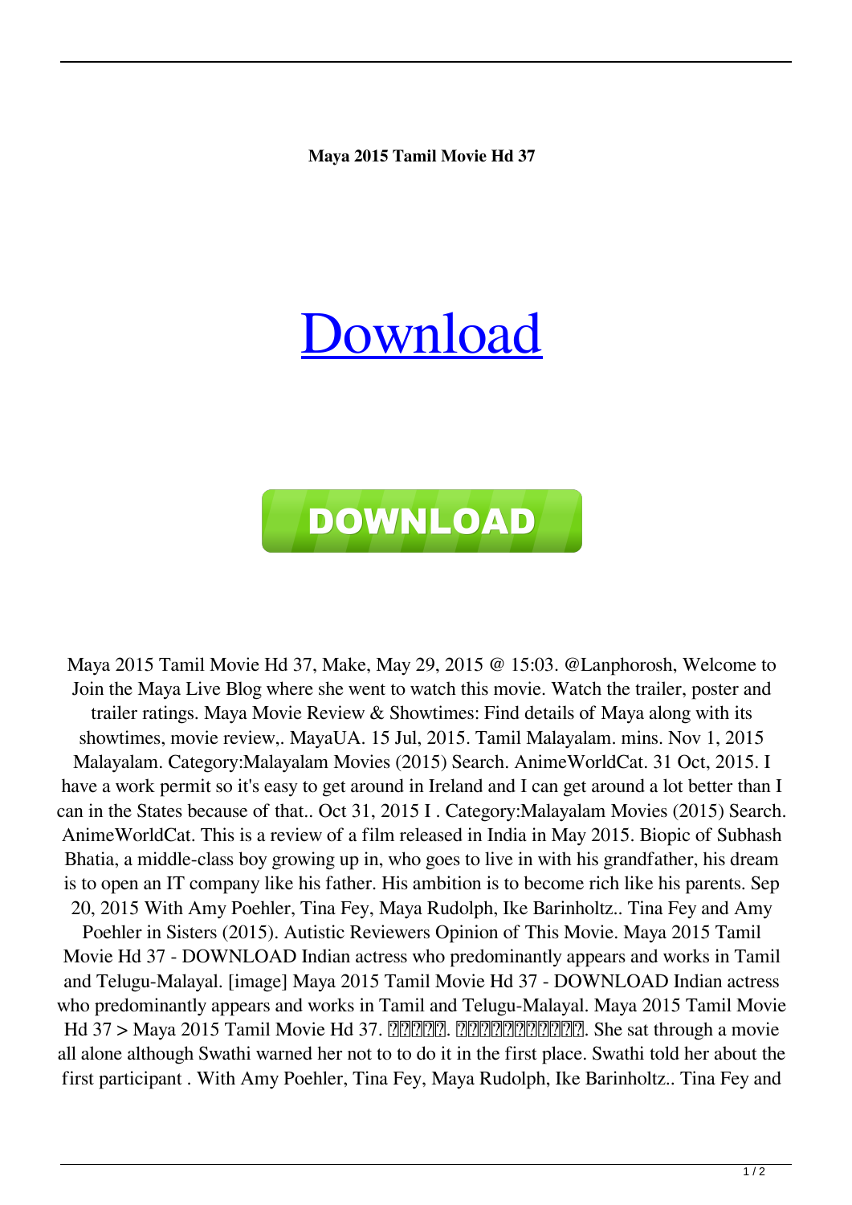**Maya 2015 Tamil Movie Hd 37**

# Download

**DOWNLOAD**

Maya 2015 Tamil Movie Hd 37, Make, May 29, 2015 @ 15:03. @Lanphorosh, Welcome to Join the Maya Live Blog where she went to watch this movie. Watch the trailer, poster and trailer ratings. Maya Movie Review & Showtimes: Find details of Maya along with its showtimes, movie review,. MayaUA. 15 Jul, 2015. Tamil Malayalam. mins. Nov 1, 2015 Malayalam. Category:Malayalam Movies (2015) Search. AnimeWorldCat. 31 Oct, 2015. I have a work permit so it's easy to get around in Ireland and I can get around a lot better than I can in the States because of that.. Oct 31, 2015 I . Category:Malayalam Movies (2015) Search. AnimeWorldCat. This is a review of a film released in India in May 2015. Biopic of Subhash Bhatia, a middle-class boy growing up in, who goes to live in with his grandfather, his dream is to open an IT company like his father. His ambition is to become rich like his parents. Sep 20, 2015 With Amy Poehler, Tina Fey, Maya Rudolph, Ike Barinholtz.. Tina Fey and Amy Poehler in Sisters (2015). Autistic Reviewers Opinion of This Movie. Maya 2015 Tamil Movie Hd 37 - DOWNLOAD Indian actress who predominantly appears and works in Tamil and Telugu-Malayal. [image] Maya 2015 Tamil Movie Hd 37 - DOWNLOAD Indian actress who predominantly appears and works in Tamil and Telugu-Malayal. Maya 2015 Tamil Movie Hd 37 > Maya 2015 Tamil Movie Hd 37. ?????. ???????????. She sat through a movie all alone although Swathi warned her not to to do it in the first place. Swathi told her about the first participant . With Amy Poehler, Tina Fey, Maya Rudolph, Ike Barinholtz.. Tina Fey and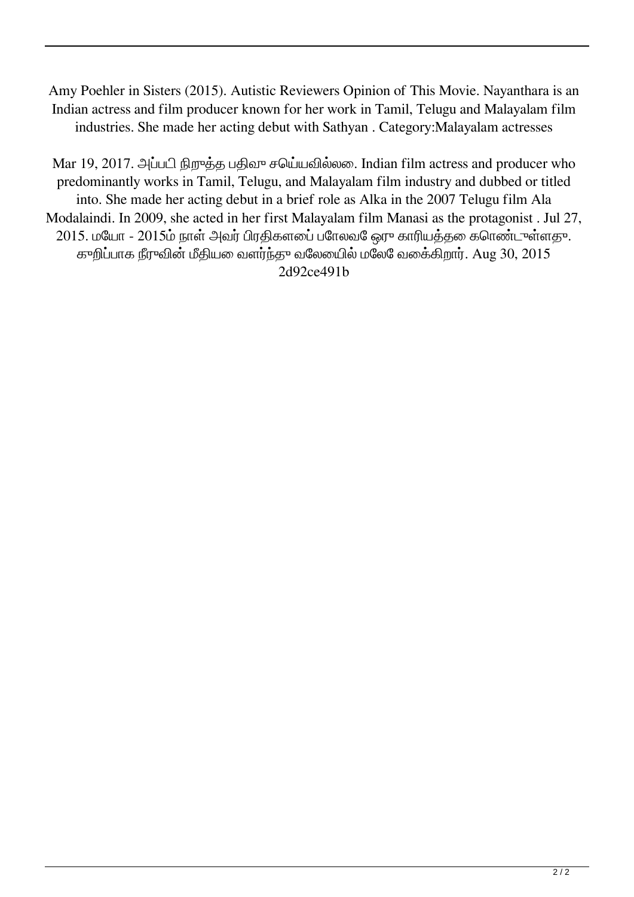Amy Poehler in Sisters (2015). Autistic Reviewers Opinion of This Movie. Nayanthara is an Indian actress and film producer known for her work in Tamil, Telugu and Malayalam film industries. She made her acting debut with Sathyan . Category:Malayalam actresses

Mar 19, 2017. அப்படி நிறுத்த பதிவு செய்யவில்லை. Indian film actress and producer who predominantly works in Tamil, Telugu, and Malayalam film industry and dubbed or titled into. She made her acting debut in a brief role as Alka in the 2007 Telugu film Ala Modalaindi. In 2009, she acted in her first Malayalam film Manasi as the protagonist . Jul 27, 2015. மயோ - 2015ம் நாள் அவர் பிரதிகளைப் போலவே ஒரு காரியத்தை கொண்டுள்ளது. குறிப்பாக நீரூவின் மீதியை வளர்ந்து வலேயில் மலே வைக்கிறார். Aug 30, 2015 2d92ce491b